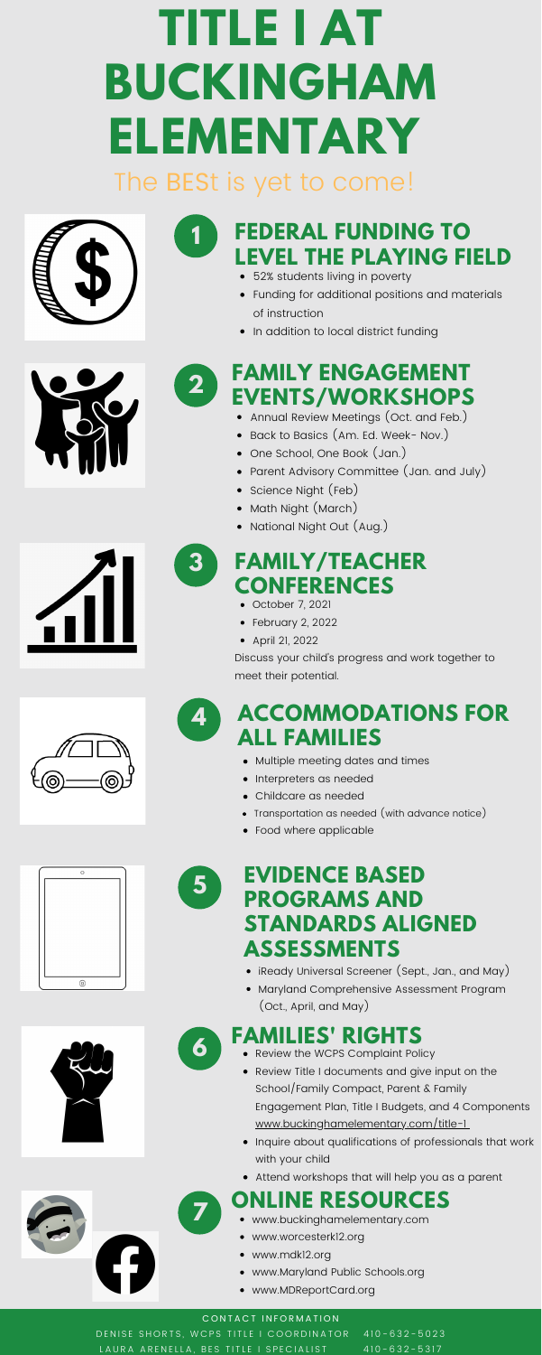# TITLE I AT BUCKINGHAM ELEMENTARY

The BESt is yet to come!

## 1 FEDERAL FUNDING TO LEVEL THE PLAYING FIELD

- 52% students living in poverty
- Funding for additional positions and materials of instruction
- In addition to local district funding

## 2 FAMILY ENGAGEMENT EVENTS/WORKSHOPS

- Annual Review Meetings (Oct. and Feb.)
- Back to Basics (Am. Ed. Week- Nov.)
- One School, One Book (Jan.)
- Parent Advisory Committee (Jan. and July)
- Science Night (Feb)
- Math Night (March)
- National Night Out (Aug.)

## 3 FAMILY/TEACHER CONFERENCES

- October 7, 2021
- February 2, 2022
- April 21, 2022

Discuss your child's progress and work together to meet their potential.

## 4 ACCOMMODATIONS FOR ALL FAMILIES

- Multiple meeting dates and times
- Interpreters as needed
- Childcare as needed
- Transportation as needed (with advance notice)
- Food where applicable

## 5 EVIDENCE BASED PROGRAMS AND STANDARDS ALIGNED ASSESSMENTS

- iReady Universal Screener (Sept., Jan., and May)
- Maryland Comprehensive Assessment Program (Oct., April, and May)

## 6 FAMILIES' RIGHTS

- Review the WCPS Complaint Policy
- Review Title I documents and give input on the School/Family Compact, Parent & Family Engagement Plan, Title I Budgets, and 4 Components www.buckinghamelementary.com/title-1
- Inquire about qualifications of professionals that work with your child
- Attend workshops that will help you as a parent

## 7 ONLINE RESOURCES

- www.buckinghamelementary.com
- www.worcesterk12.org
- www.mdk12.org
- www.Maryland Public Schools.org
- www.MDReportCard.org

CONTACT INFORMATION

DENISE SHORTS, WCPS TITLE I COORDINATOR 410-632-5023

LAURA ARENELLA, BES TITLE I SPECIALIST 410-632-5317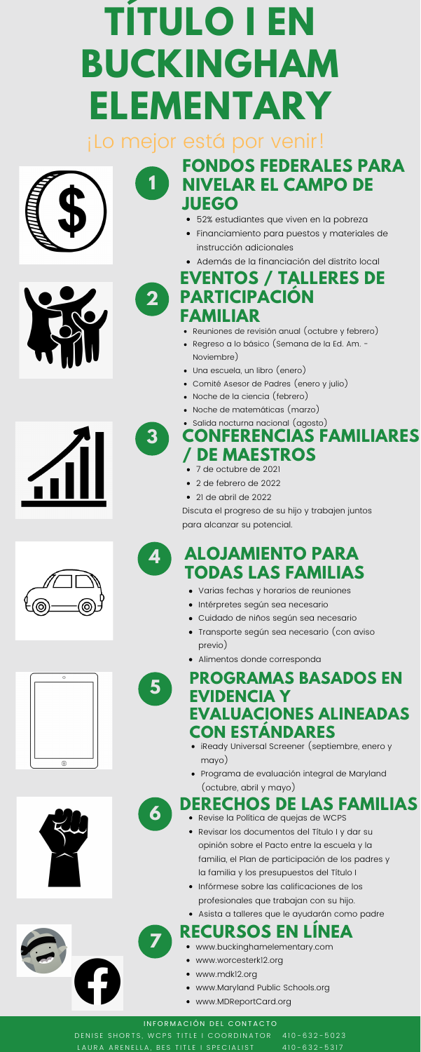# TÍTULO I EN BUCKINGHAM ELEMENTARY

¡Lo mejor está por venir!

## 1 FONDOS FEDERALES PARA NIVELAR EL CAMPO DE JUEGO

- 52% estudiantes que viven en la pobreza
- Financiamiento para puestos y materiales de instrucción adicionales
- Además de la financiación del distrito local

## 2 EVENTOS / TALLERES DE PARTICIPACIÓN FAMILIAR

- Reuniones de revisión anual (octubre y febrero)
- Regreso a lo básico (Semana de la Ed. Am. - Noviembre)
- Una escuela, un libro (enero)
- Comité Asesor de Padres (enero y julio)
- Noche de la ciencia (febrero)
- Noche de matemáticas (marzo)
- Salida nocturna nacional (agosto)

## 3 CONFERENCIAS FAMILIARES / DE MAESTROS

- 7 de octubre de 2021
- 2 de febrero de 2022
- 21 de abril de 2022

Discuta el progreso de su hijo y trabajen juntos para alcanzar su potencial.

## 4 ALOJAMIENTO PARA TODAS LAS FAMILIAS

- Varias fechas y horarios de reuniones
- Intérpretes según sea necesario
- Cuidado de niños según sea necesario
- Transporte según sea necesario (con aviso previo)
- Alimentos donde corresponda

## 5 PROGRAMAS BASADOS EN EVIDENCIA Y EVALUACIONES ALINEADAS CON ESTÁNDARES

- iReady Universal Screener (septiembre, enero y mayo)
- Programa de evaluación integral de Maryland (octubre, abril y mayo)

## 6 DERECHOS DE LAS FAMILIAS

- Revise la Política de quejas de WCPS
- Revisar los documentos del Título I y dar su opinión sobre el Pacto entre la escuela y la familia, el Plan de participación de los padres y la familia y los presupuestos del Título I
- Infórmese sobre las calificaciones de los profesionales que trabajan con su hijo.
- Asista a talleres que le ayudarán como padre

## 7 RECURSOS EN LÍNEA

- www.buckinghamelementary.com
- www.worcesterk12.org
- www.mdk12.org
- www.Maryland Public Schools.org
- www.MDReportCard.org

INFORMACIÓN DEL CONTACTO

DENISE SHORTS, WCPS TITLE I COORDINATOR 410-632-5023

LAURA ARENELLA, BES TITLE I SPECIALIST 410-632-5317